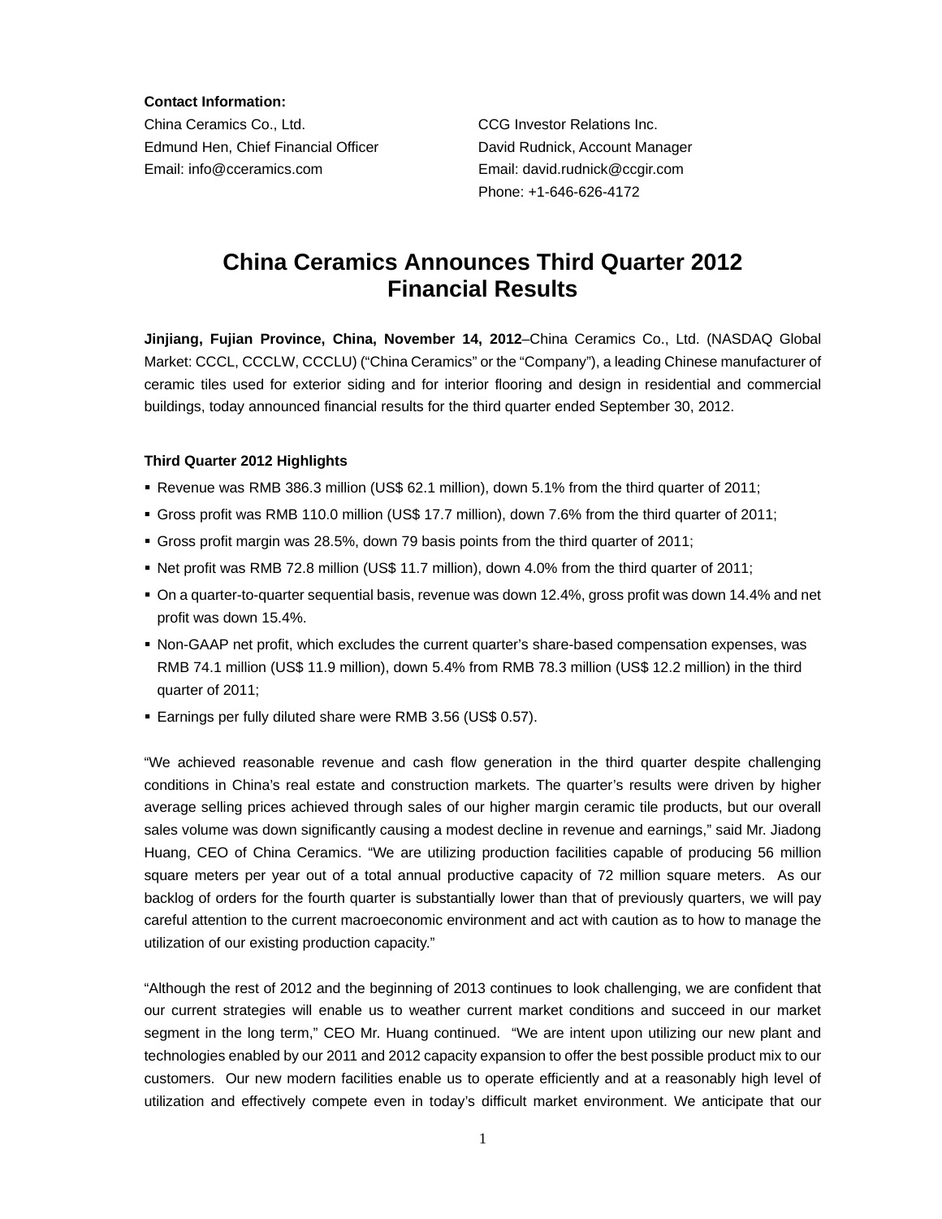**Contact Information:**

China Ceramics Co., Ltd.
Edmund Hen, Chief Financial Officer
Email: info@cceramics.com

CCG Investor Relations Inc.
David Rudnick, Account Manager
Email: david.rudnick@ccgir.com
Phone: +1-646-626-4172

# China Ceramics Announces Third Quarter 2012 Financial Results

**Jinjiang, Fujian Province, China, November 14, 2012**–China Ceramics Co., Ltd. (NASDAQ Global Market: CCCL, CCCLW, CCCLU) ("China Ceramics" or the "Company"), a leading Chinese manufacturer of ceramic tiles used for exterior siding and for interior flooring and design in residential and commercial buildings, today announced financial results for the third quarter ended September 30, 2012.

**Third Quarter 2012 Highlights**

- Revenue was RMB 386.3 million (US$ 62.1 million), down 5.1% from the third quarter of 2011;
- Gross profit was RMB 110.0 million (US$ 17.7 million), down 7.6% from the third quarter of 2011;
- Gross profit margin was 28.5%, down 79 basis points from the third quarter of 2011;
- Net profit was RMB 72.8 million (US$ 11.7 million), down 4.0% from the third quarter of 2011;
- On a quarter-to-quarter sequential basis, revenue was down 12.4%, gross profit was down 14.4% and net profit was down 15.4%.
- Non-GAAP net profit, which excludes the current quarter's share-based compensation expenses, was RMB 74.1 million (US$ 11.9 million), down 5.4% from RMB 78.3 million (US$ 12.2 million) in the third quarter of 2011;
- Earnings per fully diluted share were RMB 3.56 (US$ 0.57).

"We achieved reasonable revenue and cash flow generation in the third quarter despite challenging conditions in China's real estate and construction markets. The quarter's results were driven by higher average selling prices achieved through sales of our higher margin ceramic tile products, but our overall sales volume was down significantly causing a modest decline in revenue and earnings," said Mr. Jiadong Huang, CEO of China Ceramics. "We are utilizing production facilities capable of producing 56 million square meters per year out of a total annual productive capacity of 72 million square meters. As our backlog of orders for the fourth quarter is substantially lower than that of previously quarters, we will pay careful attention to the current macroeconomic environment and act with caution as to how to manage the utilization of our existing production capacity."

"Although the rest of 2012 and the beginning of 2013 continues to look challenging, we are confident that our current strategies will enable us to weather current market conditions and succeed in our market segment in the long term," CEO Mr. Huang continued. "We are intent upon utilizing our new plant and technologies enabled by our 2011 and 2012 capacity expansion to offer the best possible product mix to our customers. Our new modern facilities enable us to operate efficiently and at a reasonably high level of utilization and effectively compete even in today's difficult market environment. We anticipate that our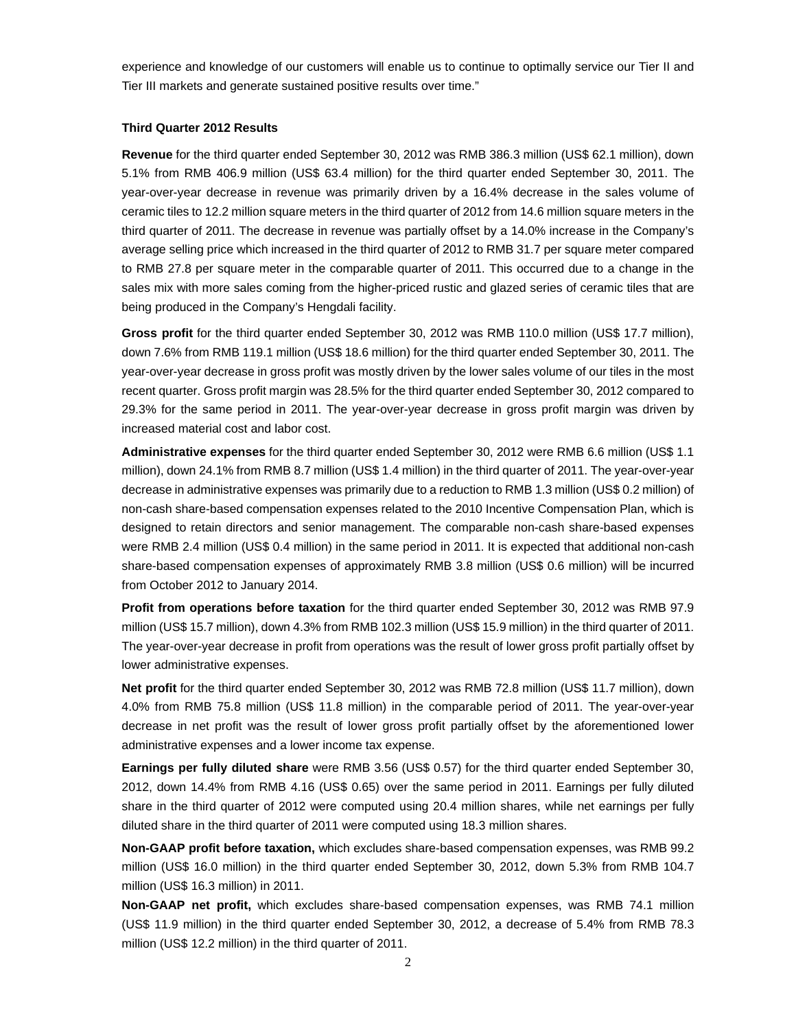experience and knowledge of our customers will enable us to continue to optimally service our Tier II and Tier III markets and generate sustained positive results over time."

**Third Quarter 2012 Results**

**Revenue** for the third quarter ended September 30, 2012 was RMB 386.3 million (US$ 62.1 million), down 5.1% from RMB 406.9 million (US$ 63.4 million) for the third quarter ended September 30, 2011. The year-over-year decrease in revenue was primarily driven by a 16.4% decrease in the sales volume of ceramic tiles to 12.2 million square meters in the third quarter of 2012 from 14.6 million square meters in the third quarter of 2011. The decrease in revenue was partially offset by a 14.0% increase in the Company's average selling price which increased in the third quarter of 2012 to RMB 31.7 per square meter compared to RMB 27.8 per square meter in the comparable quarter of 2011. This occurred due to a change in the sales mix with more sales coming from the higher-priced rustic and glazed series of ceramic tiles that are being produced in the Company's Hengdali facility.

**Gross profit** for the third quarter ended September 30, 2012 was RMB 110.0 million (US$ 17.7 million), down 7.6% from RMB 119.1 million (US$ 18.6 million) for the third quarter ended September 30, 2011. The year-over-year decrease in gross profit was mostly driven by the lower sales volume of our tiles in the most recent quarter. Gross profit margin was 28.5% for the third quarter ended September 30, 2012 compared to 29.3% for the same period in 2011. The year-over-year decrease in gross profit margin was driven by increased material cost and labor cost.

**Administrative expenses** for the third quarter ended September 30, 2012 were RMB 6.6 million (US$ 1.1 million), down 24.1% from RMB 8.7 million (US$ 1.4 million) in the third quarter of 2011. The year-over-year decrease in administrative expenses was primarily due to a reduction to RMB 1.3 million (US$ 0.2 million) of non-cash share-based compensation expenses related to the 2010 Incentive Compensation Plan, which is designed to retain directors and senior management. The comparable non-cash share-based expenses were RMB 2.4 million (US$ 0.4 million) in the same period in 2011. It is expected that additional non-cash share-based compensation expenses of approximately RMB 3.8 million (US$ 0.6 million) will be incurred from October 2012 to January 2014.

**Profit from operations before taxation** for the third quarter ended September 30, 2012 was RMB 97.9 million (US$ 15.7 million), down 4.3% from RMB 102.3 million (US$ 15.9 million) in the third quarter of 2011. The year-over-year decrease in profit from operations was the result of lower gross profit partially offset by lower administrative expenses.

**Net profit** for the third quarter ended September 30, 2012 was RMB 72.8 million (US$ 11.7 million), down 4.0% from RMB 75.8 million (US$ 11.8 million) in the comparable period of 2011. The year-over-year decrease in net profit was the result of lower gross profit partially offset by the aforementioned lower administrative expenses and a lower income tax expense.

**Earnings per fully diluted share** were RMB 3.56 (US$ 0.57) for the third quarter ended September 30, 2012, down 14.4% from RMB 4.16 (US$ 0.65) over the same period in 2011. Earnings per fully diluted share in the third quarter of 2012 were computed using 20.4 million shares, while net earnings per fully diluted share in the third quarter of 2011 were computed using 18.3 million shares.

**Non-GAAP profit before taxation,** which excludes share-based compensation expenses, was RMB 99.2 million (US$ 16.0 million) in the third quarter ended September 30, 2012, down 5.3% from RMB 104.7 million (US$ 16.3 million) in 2011.

**Non-GAAP net profit,** which excludes share-based compensation expenses, was RMB 74.1 million (US$ 11.9 million) in the third quarter ended September 30, 2012, a decrease of 5.4% from RMB 78.3 million (US$ 12.2 million) in the third quarter of 2011.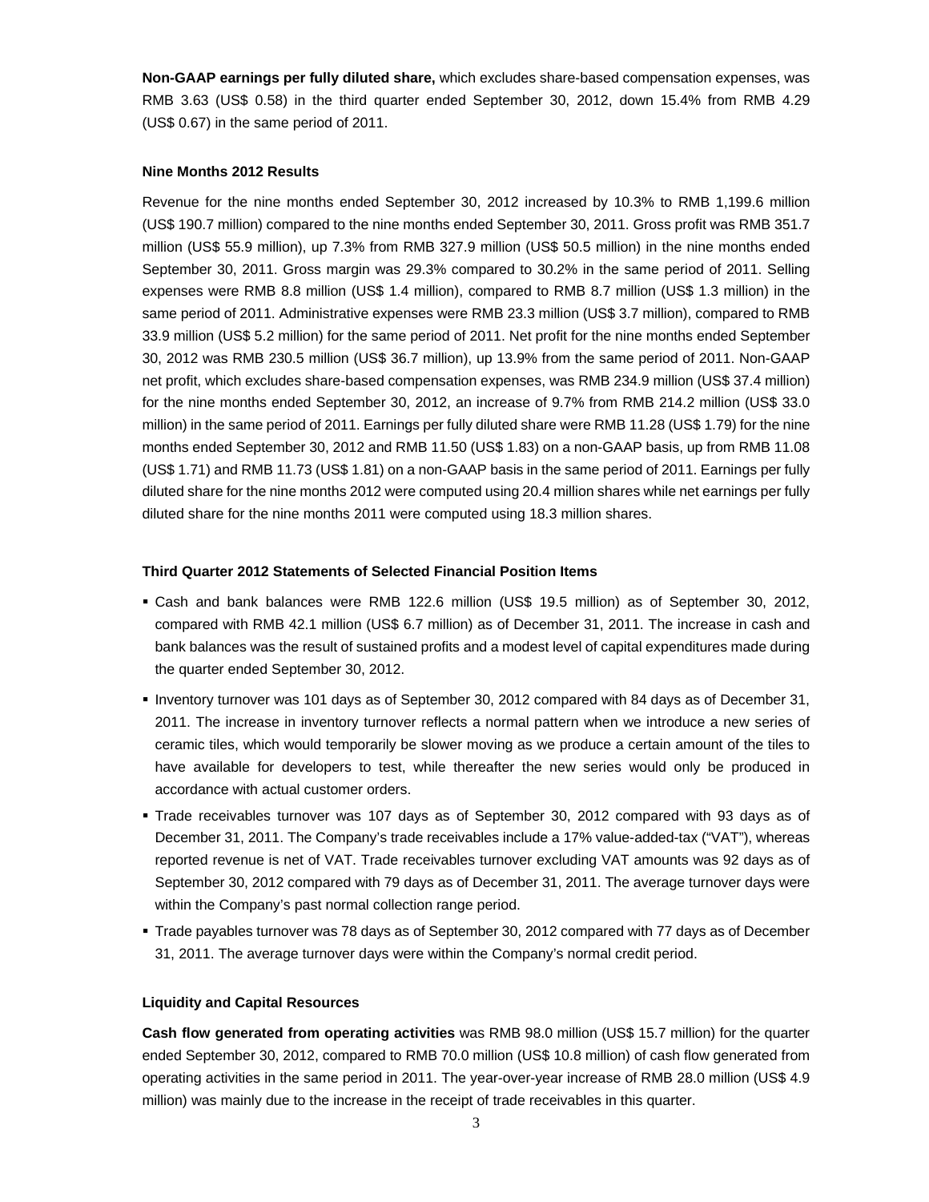**Non-GAAP earnings per fully diluted share,** which excludes share-based compensation expenses, was RMB 3.63 (US$ 0.58) in the third quarter ended September 30, 2012, down 15.4% from RMB 4.29 (US$ 0.67) in the same period of 2011.

**Nine Months 2012 Results**

Revenue for the nine months ended September 30, 2012 increased by 10.3% to RMB 1,199.6 million (US$ 190.7 million) compared to the nine months ended September 30, 2011. Gross profit was RMB 351.7 million (US$ 55.9 million), up 7.3% from RMB 327.9 million (US$ 50.5 million) in the nine months ended September 30, 2011. Gross margin was 29.3% compared to 30.2% in the same period of 2011. Selling expenses were RMB 8.8 million (US$ 1.4 million), compared to RMB 8.7 million (US$ 1.3 million) in the same period of 2011. Administrative expenses were RMB 23.3 million (US$ 3.7 million), compared to RMB 33.9 million (US$ 5.2 million) for the same period of 2011. Net profit for the nine months ended September 30, 2012 was RMB 230.5 million (US$ 36.7 million), up 13.9% from the same period of 2011. Non-GAAP net profit, which excludes share-based compensation expenses, was RMB 234.9 million (US$ 37.4 million) for the nine months ended September 30, 2012, an increase of 9.7% from RMB 214.2 million (US$ 33.0 million) in the same period of 2011. Earnings per fully diluted share were RMB 11.28 (US$ 1.79) for the nine months ended September 30, 2012 and RMB 11.50 (US$ 1.83) on a non-GAAP basis, up from RMB 11.08 (US$ 1.71) and RMB 11.73 (US$ 1.81) on a non-GAAP basis in the same period of 2011. Earnings per fully diluted share for the nine months 2012 were computed using 20.4 million shares while net earnings per fully diluted share for the nine months 2011 were computed using 18.3 million shares.

**Third Quarter 2012 Statements of Selected Financial Position Items**

- Cash and bank balances were RMB 122.6 million (US$ 19.5 million) as of September 30, 2012, compared with RMB 42.1 million (US$ 6.7 million) as of December 31, 2011. The increase in cash and bank balances was the result of sustained profits and a modest level of capital expenditures made during the quarter ended September 30, 2012.
- Inventory turnover was 101 days as of September 30, 2012 compared with 84 days as of December 31, 2011. The increase in inventory turnover reflects a normal pattern when we introduce a new series of ceramic tiles, which would temporarily be slower moving as we produce a certain amount of the tiles to have available for developers to test, while thereafter the new series would only be produced in accordance with actual customer orders.
- Trade receivables turnover was 107 days as of September 30, 2012 compared with 93 days as of December 31, 2011. The Company's trade receivables include a 17% value-added-tax ("VAT"), whereas reported revenue is net of VAT. Trade receivables turnover excluding VAT amounts was 92 days as of September 30, 2012 compared with 79 days as of December 31, 2011. The average turnover days were within the Company's past normal collection range period.
- Trade payables turnover was 78 days as of September 30, 2012 compared with 77 days as of December 31, 2011. The average turnover days were within the Company's normal credit period.

**Liquidity and Capital Resources**

**Cash flow generated from operating activities** was RMB 98.0 million (US$ 15.7 million) for the quarter ended September 30, 2012, compared to RMB 70.0 million (US$ 10.8 million) of cash flow generated from operating activities in the same period in 2011. The year-over-year increase of RMB 28.0 million (US$ 4.9 million) was mainly due to the increase in the receipt of trade receivables in this quarter.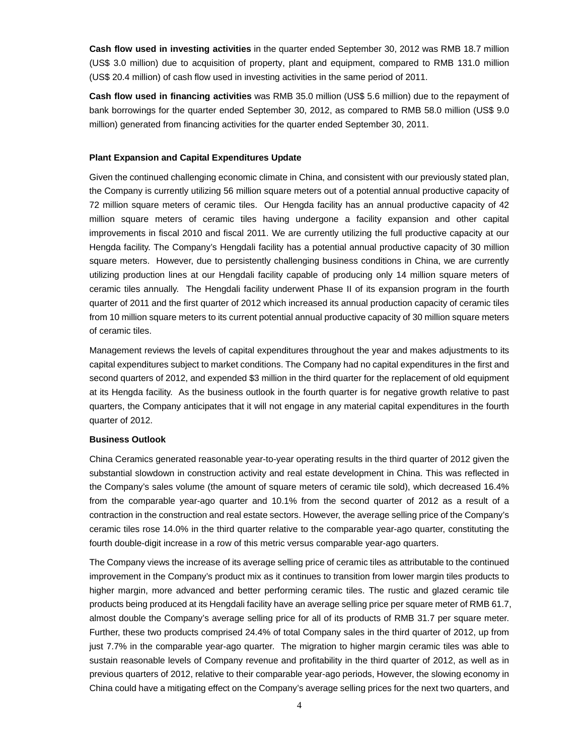**Cash flow used in investing activities** in the quarter ended September 30, 2012 was RMB 18.7 million (US$ 3.0 million) due to acquisition of property, plant and equipment, compared to RMB 131.0 million (US$ 20.4 million) of cash flow used in investing activities in the same period of 2011.

**Cash flow used in financing activities** was RMB 35.0 million (US$ 5.6 million) due to the repayment of bank borrowings for the quarter ended September 30, 2012, as compared to RMB 58.0 million (US$ 9.0 million) generated from financing activities for the quarter ended September 30, 2011.

**Plant Expansion and Capital Expenditures Update**

Given the continued challenging economic climate in China, and consistent with our previously stated plan, the Company is currently utilizing 56 million square meters out of a potential annual productive capacity of 72 million square meters of ceramic tiles. Our Hengda facility has an annual productive capacity of 42 million square meters of ceramic tiles having undergone a facility expansion and other capital improvements in fiscal 2010 and fiscal 2011. We are currently utilizing the full productive capacity at our Hengda facility. The Company's Hengdali facility has a potential annual productive capacity of 30 million square meters. However, due to persistently challenging business conditions in China, we are currently utilizing production lines at our Hengdali facility capable of producing only 14 million square meters of ceramic tiles annually. The Hengdali facility underwent Phase II of its expansion program in the fourth quarter of 2011 and the first quarter of 2012 which increased its annual production capacity of ceramic tiles from 10 million square meters to its current potential annual productive capacity of 30 million square meters of ceramic tiles.

Management reviews the levels of capital expenditures throughout the year and makes adjustments to its capital expenditures subject to market conditions. The Company had no capital expenditures in the first and second quarters of 2012, and expended $3 million in the third quarter for the replacement of old equipment at its Hengda facility. As the business outlook in the fourth quarter is for negative growth relative to past quarters, the Company anticipates that it will not engage in any material capital expenditures in the fourth quarter of 2012.

**Business Outlook**

China Ceramics generated reasonable year-to-year operating results in the third quarter of 2012 given the substantial slowdown in construction activity and real estate development in China. This was reflected in the Company's sales volume (the amount of square meters of ceramic tile sold), which decreased 16.4% from the comparable year-ago quarter and 10.1% from the second quarter of 2012 as a result of a contraction in the construction and real estate sectors. However, the average selling price of the Company's ceramic tiles rose 14.0% in the third quarter relative to the comparable year-ago quarter, constituting the fourth double-digit increase in a row of this metric versus comparable year-ago quarters.

The Company views the increase of its average selling price of ceramic tiles as attributable to the continued improvement in the Company's product mix as it continues to transition from lower margin tiles products to higher margin, more advanced and better performing ceramic tiles. The rustic and glazed ceramic tile products being produced at its Hengdali facility have an average selling price per square meter of RMB 61.7, almost double the Company's average selling price for all of its products of RMB 31.7 per square meter. Further, these two products comprised 24.4% of total Company sales in the third quarter of 2012, up from just 7.7% in the comparable year-ago quarter. The migration to higher margin ceramic tiles was able to sustain reasonable levels of Company revenue and profitability in the third quarter of 2012, as well as in previous quarters of 2012, relative to their comparable year-ago periods, However, the slowing economy in China could have a mitigating effect on the Company's average selling prices for the next two quarters, and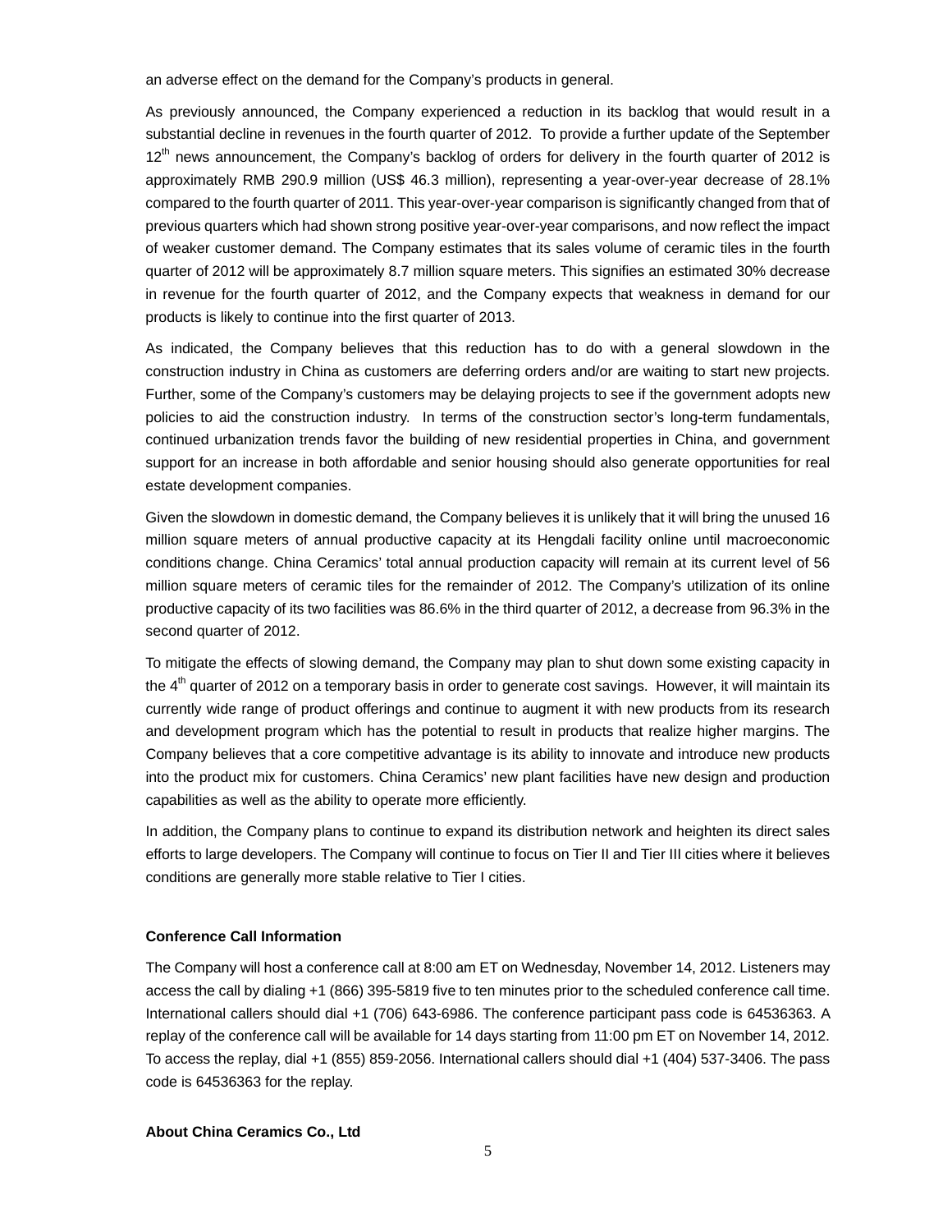an adverse effect on the demand for the Company's products in general.

As previously announced, the Company experienced a reduction in its backlog that would result in a substantial decline in revenues in the fourth quarter of 2012. To provide a further update of the September 12th news announcement, the Company's backlog of orders for delivery in the fourth quarter of 2012 is approximately RMB 290.9 million (US$ 46.3 million), representing a year-over-year decrease of 28.1% compared to the fourth quarter of 2011. This year-over-year comparison is significantly changed from that of previous quarters which had shown strong positive year-over-year comparisons, and now reflect the impact of weaker customer demand. The Company estimates that its sales volume of ceramic tiles in the fourth quarter of 2012 will be approximately 8.7 million square meters. This signifies an estimated 30% decrease in revenue for the fourth quarter of 2012, and the Company expects that weakness in demand for our products is likely to continue into the first quarter of 2013.

As indicated, the Company believes that this reduction has to do with a general slowdown in the construction industry in China as customers are deferring orders and/or are waiting to start new projects. Further, some of the Company's customers may be delaying projects to see if the government adopts new policies to aid the construction industry. In terms of the construction sector's long-term fundamentals, continued urbanization trends favor the building of new residential properties in China, and government support for an increase in both affordable and senior housing should also generate opportunities for real estate development companies.

Given the slowdown in domestic demand, the Company believes it is unlikely that it will bring the unused 16 million square meters of annual productive capacity at its Hengdali facility online until macroeconomic conditions change. China Ceramics' total annual production capacity will remain at its current level of 56 million square meters of ceramic tiles for the remainder of 2012. The Company's utilization of its online productive capacity of its two facilities was 86.6% in the third quarter of 2012, a decrease from 96.3% in the second quarter of 2012.

To mitigate the effects of slowing demand, the Company may plan to shut down some existing capacity in the 4th quarter of 2012 on a temporary basis in order to generate cost savings. However, it will maintain its currently wide range of product offerings and continue to augment it with new products from its research and development program which has the potential to result in products that realize higher margins. The Company believes that a core competitive advantage is its ability to innovate and introduce new products into the product mix for customers. China Ceramics' new plant facilities have new design and production capabilities as well as the ability to operate more efficiently.

In addition, the Company plans to continue to expand its distribution network and heighten its direct sales efforts to large developers. The Company will continue to focus on Tier II and Tier III cities where it believes conditions are generally more stable relative to Tier I cities.

**Conference Call Information**

The Company will host a conference call at 8:00 am ET on Wednesday, November 14, 2012. Listeners may access the call by dialing +1 (866) 395-5819 five to ten minutes prior to the scheduled conference call time. International callers should dial +1 (706) 643-6986. The conference participant pass code is 64536363. A replay of the conference call will be available for 14 days starting from 11:00 pm ET on November 14, 2012. To access the replay, dial +1 (855) 859-2056. International callers should dial +1 (404) 537-3406. The pass code is 64536363 for the replay.

**About China Ceramics Co., Ltd**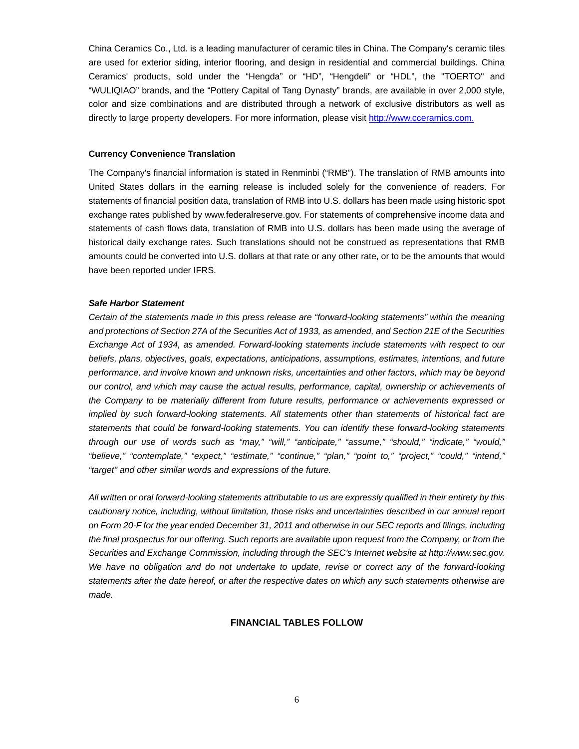China Ceramics Co., Ltd. is a leading manufacturer of ceramic tiles in China. The Company's ceramic tiles are used for exterior siding, interior flooring, and design in residential and commercial buildings. China Ceramics' products, sold under the "Hengda" or "HD", "Hengdeli" or "HDL", the "TOERTO" and "WULIQIAO" brands, and the "Pottery Capital of Tang Dynasty" brands, are available in over 2,000 style, color and size combinations and are distributed through a network of exclusive distributors as well as directly to large property developers. For more information, please visit [http://www.cceramics.com.](http://www.cceramics.com)

**Currency Convenience Translation**

The Company's financial information is stated in Renminbi ("RMB"). The translation of RMB amounts into United States dollars in the earning release is included solely for the convenience of readers. For statements of financial position data, translation of RMB into U.S. dollars has been made using historic spot exchange rates published by www.federalreserve.gov. For statements of comprehensive income data and statements of cash flows data, translation of RMB into U.S. dollars has been made using the average of historical daily exchange rates. Such translations should not be construed as representations that RMB amounts could be converted into U.S. dollars at that rate or any other rate, or to be the amounts that would have been reported under IFRS.

***Safe Harbor Statement***

*Certain of the statements made in this press release are "forward-looking statements" within the meaning and protections of Section 27A of the Securities Act of 1933, as amended, and Section 21E of the Securities Exchange Act of 1934, as amended. Forward-looking statements include statements with respect to our beliefs, plans, objectives, goals, expectations, anticipations, assumptions, estimates, intentions, and future performance, and involve known and unknown risks, uncertainties and other factors, which may be beyond our control, and which may cause the actual results, performance, capital, ownership or achievements of the Company to be materially different from future results, performance or achievements expressed or implied by such forward-looking statements. All statements other than statements of historical fact are statements that could be forward-looking statements. You can identify these forward-looking statements through our use of words such as "may," "will," "anticipate," "assume," "should," "indicate," "would," "believe," "contemplate," "expect," "estimate," "continue," "plan," "point to," "project," "could," "intend," "target" and other similar words and expressions of the future.*

*All written or oral forward-looking statements attributable to us are expressly qualified in their entirety by this cautionary notice, including, without limitation, those risks and uncertainties described in our annual report on Form 20-F for the year ended December 31, 2011 and otherwise in our SEC reports and filings, including the final prospectus for our offering. Such reports are available upon request from the Company, or from the Securities and Exchange Commission, including through the SEC's Internet website at http://www.sec.gov. We have no obligation and do not undertake to update, revise or correct any of the forward-looking statements after the date hereof, or after the respective dates on which any such statements otherwise are made.*

**FINANCIAL TABLES FOLLOW**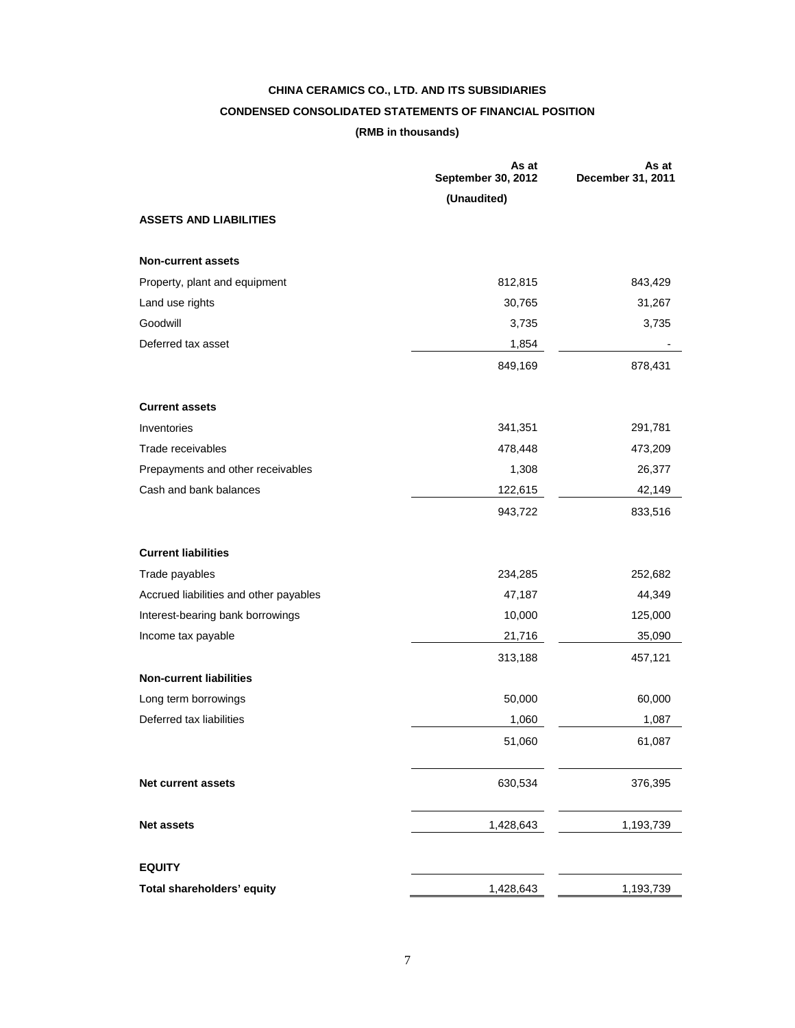**CHINA CERAMICS CO., LTD. AND ITS SUBSIDIARIES**

**CONDENSED CONSOLIDATED STATEMENTS OF FINANCIAL POSITION**

**(RMB in thousands)**

| | As at September 30, 2012 | As at December 31, 2011 |
|---|---|---|
| | (Unaudited) | |
| **ASSETS AND LIABILITIES** | | |
| **Non-current assets** | | |
| Property, plant and equipment | 812,815 | 843,429 |
| Land use rights | 30,765 | 31,267 |
| Goodwill | 3,735 | 3,735 |
| Deferred tax asset | 1,854 | - |
| | 849,169 | 878,431 |
| **Current assets** | | |
| Inventories | 341,351 | 291,781 |
| Trade receivables | 478,448 | 473,209 |
| Prepayments and other receivables | 1,308 | 26,377 |
| Cash and bank balances | 122,615 | 42,149 |
| | 943,722 | 833,516 |
| **Current liabilities** | | |
| Trade payables | 234,285 | 252,682 |
| Accrued liabilities and other payables | 47,187 | 44,349 |
| Interest-bearing bank borrowings | 10,000 | 125,000 |
| Income tax payable | 21,716 | 35,090 |
| | 313,188 | 457,121 |
| **Non-current liabilities** | | |
| Long term borrowings | 50,000 | 60,000 |
| Deferred tax liabilities | 1,060 | 1,087 |
| | 51,060 | 61,087 |
| **Net current assets** | 630,534 | 376,395 |
| **Net assets** | 1,428,643 | 1,193,739 |
| **EQUITY** | | |
| **Total shareholders' equity** | 1,428,643 | 1,193,739 |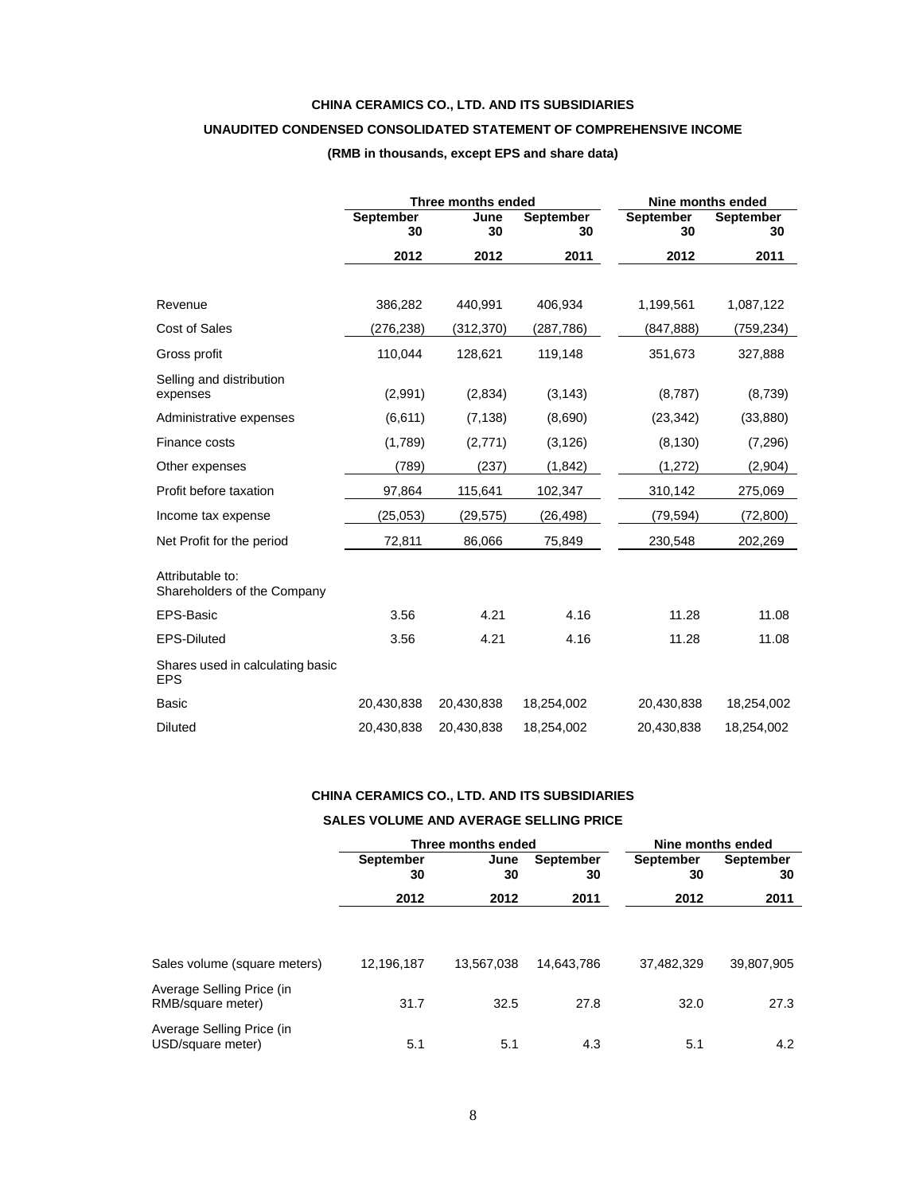**CHINA CERAMICS CO., LTD. AND ITS SUBSIDIARIES**

**UNAUDITED CONDENSED CONSOLIDATED STATEMENT OF COMPREHENSIVE INCOME**

**(RMB in thousands, except EPS and share data)**

| | Three months ended | | | Nine months ended | |
|---|---|---|---|---|---|
| | September 30 | June 30 | September 30 | September 30 | September 30 |
| | 2012 | 2012 | 2011 | 2012 | 2011 |
| Revenue | 386,282 | 440,991 | 406,934 | 1,199,561 | 1,087,122 |
| Cost of Sales | (276,238) | (312,370) | (287,786) | (847,888) | (759,234) |
| Gross profit | 110,044 | 128,621 | 119,148 | 351,673 | 327,888 |
| Selling and distribution expenses | (2,991) | (2,834) | (3,143) | (8,787) | (8,739) |
| Administrative expenses | (6,611) | (7,138) | (8,690) | (23,342) | (33,880) |
| Finance costs | (1,789) | (2,771) | (3,126) | (8,130) | (7,296) |
| Other expenses | (789) | (237) | (1,842) | (1,272) | (2,904) |
| Profit before taxation | 97,864 | 115,641 | 102,347 | 310,142 | 275,069 |
| Income tax expense | (25,053) | (29,575) | (26,498) | (79,594) | (72,800) |
| Net Profit for the period | 72,811 | 86,066 | 75,849 | 230,548 | 202,269 |
| Attributable to: Shareholders of the Company | | | | | |
| EPS-Basic | 3.56 | 4.21 | 4.16 | 11.28 | 11.08 |
| EPS-Diluted | 3.56 | 4.21 | 4.16 | 11.28 | 11.08 |
| Shares used in calculating basic EPS | | | | | |
| Basic | 20,430,838 | 20,430,838 | 18,254,002 | 20,430,838 | 18,254,002 |
| Diluted | 20,430,838 | 20,430,838 | 18,254,002 | 20,430,838 | 18,254,002 |

**CHINA CERAMICS CO., LTD. AND ITS SUBSIDIARIES**

**SALES VOLUME AND AVERAGE SELLING PRICE**

| | Three months ended | | | Nine months ended | |
|---|---|---|---|---|---|
| | September 30 | June 30 | September 30 | September 30 | September 30 |
| | 2012 | 2012 | 2011 | 2012 | 2011 |
| Sales volume (square meters) | 12,196,187 | 13,567,038 | 14,643,786 | 37,482,329 | 39,807,905 |
| Average Selling Price (in RMB/square meter) | 31.7 | 32.5 | 27.8 | 32.0 | 27.3 |
| Average Selling Price (in USD/square meter) | 5.1 | 5.1 | 4.3 | 5.1 | 4.2 |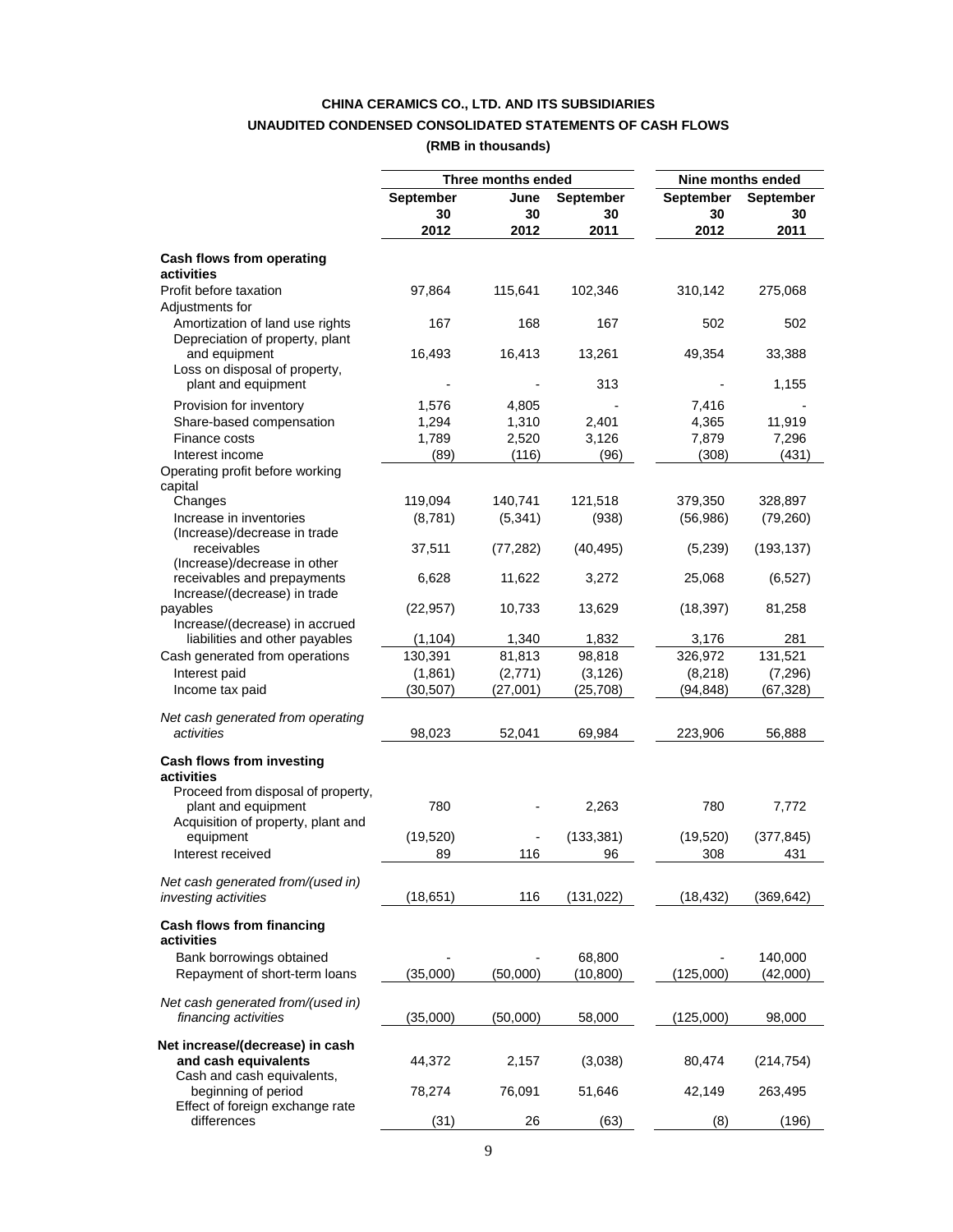**CHINA CERAMICS CO., LTD. AND ITS SUBSIDIARIES**

**UNAUDITED CONDENSED CONSOLIDATED STATEMENTS OF CASH FLOWS**

**(RMB in thousands)**

| | Three months ended | | | Nine months ended | |
|---|---|---|---|---|---|
| | **September 30 2012** | **June 30 2012** | **September 30 2011** | **September 30 2012** | **September 30 2011** |
| **Cash flows from operating activities** | | | | | |
| Profit before taxation | 97,864 | 115,641 | 102,346 | 310,142 | 275,068 |
| Adjustments for | | | | | |
| Amortization of land use rights | 167 | 168 | 167 | 502 | 502 |
| Depreciation of property, plant and equipment | 16,493 | 16,413 | 13,261 | 49,354 | 33,388 |
| Loss on disposal of property, plant and equipment | - | - | 313 | - | 1,155 |
| Provision for inventory | 1,576 | 4,805 | - | 7,416 | - |
| Share-based compensation | 1,294 | 1,310 | 2,401 | 4,365 | 11,919 |
| Finance costs | 1,789 | 2,520 | 3,126 | 7,879 | 7,296 |
| Interest income | (89) | (116) | (96) | (308) | (431) |
| Operating profit before working capital Changes | 119,094 | 140,741 | 121,518 | 379,350 | 328,897 |
| Increase in inventories | (8,781) | (5,341) | (938) | (56,986) | (79,260) |
| (Increase)/decrease in trade receivables | 37,511 | (77,282) | (40,495) | (5,239) | (193,137) |
| (Increase)/decrease in other receivables and prepayments | 6,628 | 11,622 | 3,272 | 25,068 | (6,527) |
| Increase/(decrease) in trade payables | (22,957) | 10,733 | 13,629 | (18,397) | 81,258 |
| Increase/(decrease) in accrued liabilities and other payables | (1,104) | 1,340 | 1,832 | 3,176 | 281 |
| Cash generated from operations | 130,391 | 81,813 | 98,818 | 326,972 | 131,521 |
| Interest paid | (1,861) | (2,771) | (3,126) | (8,218) | (7,296) |
| Income tax paid | (30,507) | (27,001) | (25,708) | (94,848) | (67,328) |
| *Net cash generated from operating activities* | 98,023 | 52,041 | 69,984 | 223,906 | 56,888 |
| **Cash flows from investing activities** | | | | | |
| Proceed from disposal of property, plant and equipment | 780 | - | 2,263 | 780 | 7,772 |
| Acquisition of property, plant and equipment | (19,520) | - | (133,381) | (19,520) | (377,845) |
| Interest received | 89 | 116 | 96 | 308 | 431 |
| *Net cash generated from/(used in) investing activities* | (18,651) | 116 | (131,022) | (18,432) | (369,642) |
| **Cash flows from financing activities** | | | | | |
| Bank borrowings obtained | - | - | 68,800 | - | 140,000 |
| Repayment of short-term loans | (35,000) | (50,000) | (10,800) | (125,000) | (42,000) |
| *Net cash generated from/(used in) financing activities* | (35,000) | (50,000) | 58,000 | (125,000) | 98,000 |
| **Net increase/(decrease) in cash and cash equivalents** | 44,372 | 2,157 | (3,038) | 80,474 | (214,754) |
| Cash and cash equivalents, beginning of period | 78,274 | 76,091 | 51,646 | 42,149 | 263,495 |
| Effect of foreign exchange rate differences | (31) | 26 | (63) | (8) | (196) |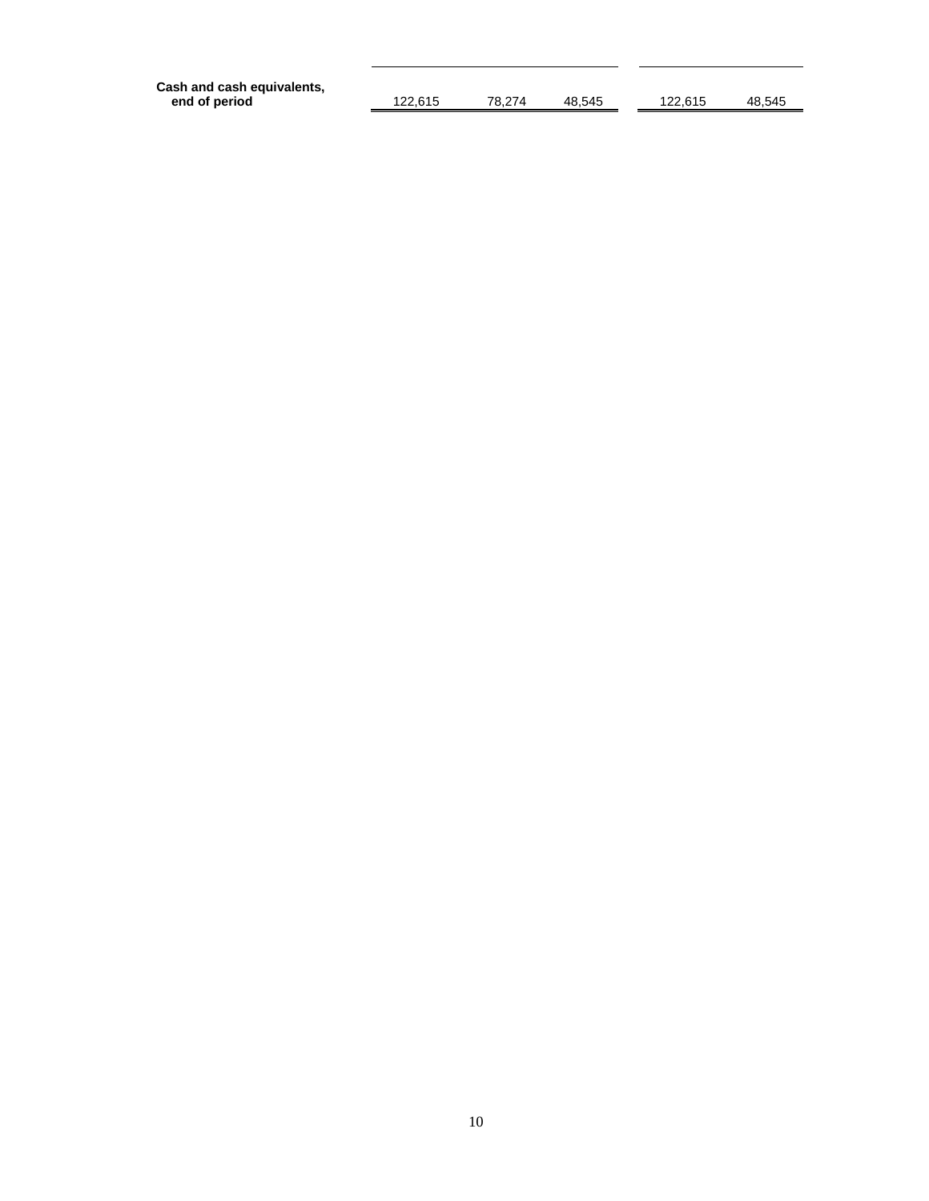| | | | | | |
|---|---|---|---|---|---|
| **Cash and cash equivalents, end of period** | 122,615 | 78,274 | 48,545 | 122,615 | 48,545 |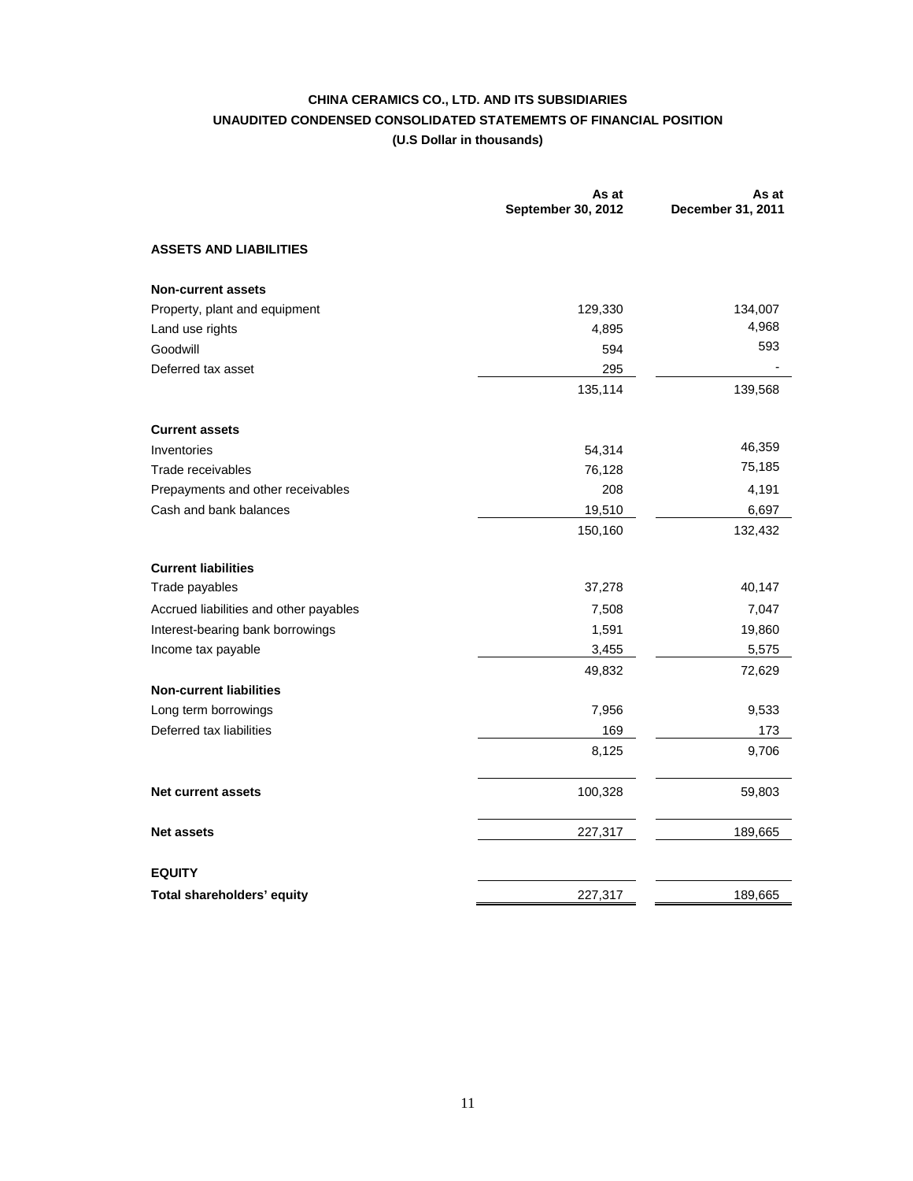**CHINA CERAMICS CO., LTD. AND ITS SUBSIDIARIES**

**UNAUDITED CONDENSED CONSOLIDATED STATEMEMTS OF FINANCIAL POSITION**

**(U.S Dollar in thousands)**

| | As at September 30, 2012 | As at December 31, 2011 |
|---|---|---|
| **ASSETS AND LIABILITIES** | | |
| **Non-current assets** | | |
| Property, plant and equipment | 129,330 | 134,007 |
| Land use rights | 4,895 | 4,968 |
| Goodwill | 594 | 593 |
| Deferred tax asset | 295 | - |
| | 135,114 | 139,568 |
| **Current assets** | | |
| Inventories | 54,314 | 46,359 |
| Trade receivables | 76,128 | 75,185 |
| Prepayments and other receivables | 208 | 4,191 |
| Cash and bank balances | 19,510 | 6,697 |
| | 150,160 | 132,432 |
| **Current liabilities** | | |
| Trade payables | 37,278 | 40,147 |
| Accrued liabilities and other payables | 7,508 | 7,047 |
| Interest-bearing bank borrowings | 1,591 | 19,860 |
| Income tax payable | 3,455 | 5,575 |
| | 49,832 | 72,629 |
| **Non-current liabilities** | | |
| Long term borrowings | 7,956 | 9,533 |
| Deferred tax liabilities | 169 | 173 |
| | 8,125 | 9,706 |
| **Net current assets** | 100,328 | 59,803 |
| **Net assets** | 227,317 | 189,665 |
| **EQUITY** | | |
| **Total shareholders' equity** | 227,317 | 189,665 |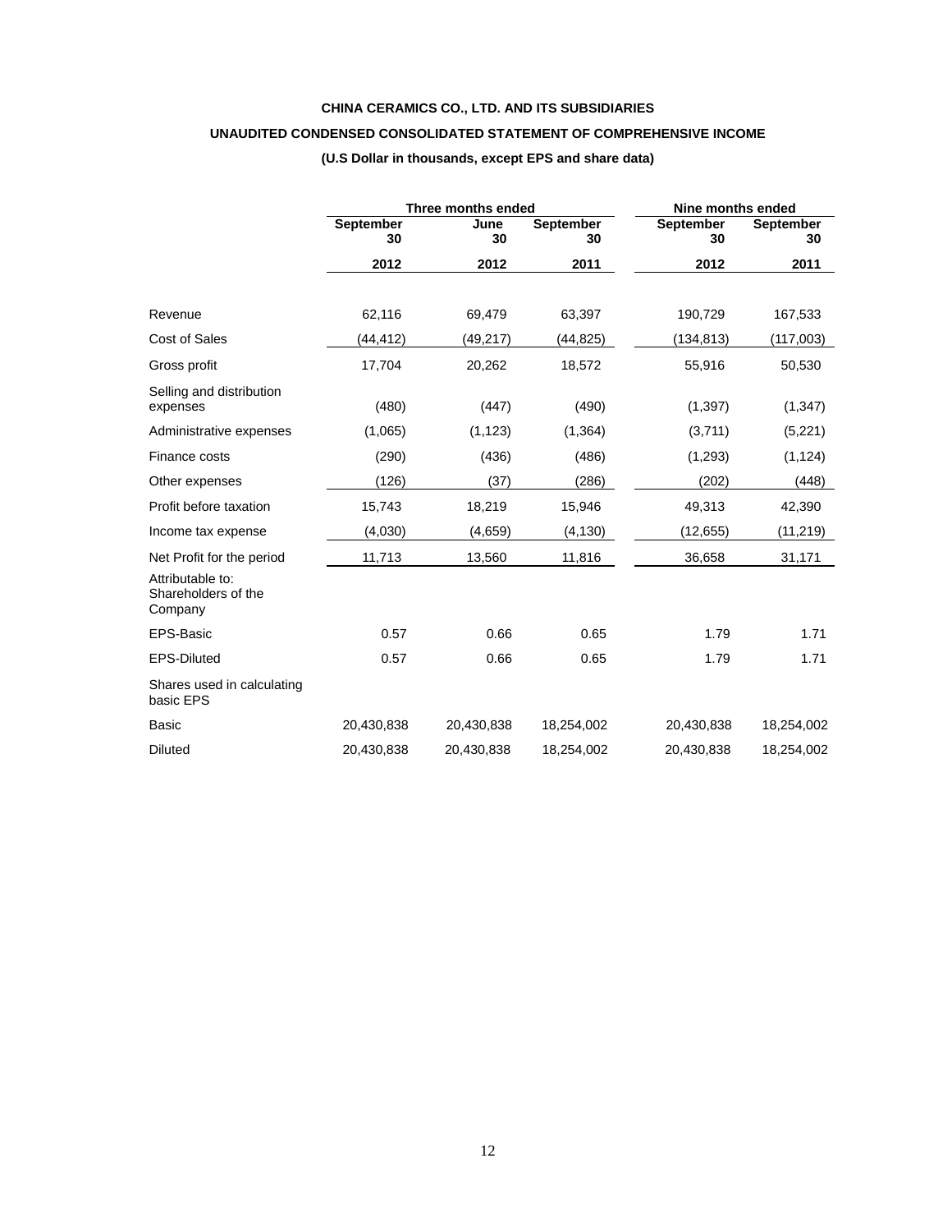**CHINA CERAMICS CO., LTD. AND ITS SUBSIDIARIES**

**UNAUDITED CONDENSED CONSOLIDATED STATEMENT OF COMPREHENSIVE INCOME**

**(U.S Dollar in thousands, except EPS and share data)**

| | Three months ended | | | Nine months ended | |
|---|---|---|---|---|---|
| | **September 30** | **June 30** | **September 30** | **September 30** | **September 30** |
| | **2012** | **2012** | **2011** | **2012** | **2011** |
| Revenue | 62,116 | 69,479 | 63,397 | 190,729 | 167,533 |
| Cost of Sales | (44,412) | (49,217) | (44,825) | (134,813) | (117,003) |
| Gross profit | 17,704 | 20,262 | 18,572 | 55,916 | 50,530 |
| Selling and distribution expenses | (480) | (447) | (490) | (1,397) | (1,347) |
| Administrative expenses | (1,065) | (1,123) | (1,364) | (3,711) | (5,221) |
| Finance costs | (290) | (436) | (486) | (1,293) | (1,124) |
| Other expenses | (126) | (37) | (286) | (202) | (448) |
| Profit before taxation | 15,743 | 18,219 | 15,946 | 49,313 | 42,390 |
| Income tax expense | (4,030) | (4,659) | (4,130) | (12,655) | (11,219) |
| Net Profit for the period | 11,713 | 13,560 | 11,816 | 36,658 | 31,171 |
| Attributable to: Shareholders of the Company | | | | | |
| EPS-Basic | 0.57 | 0.66 | 0.65 | 1.79 | 1.71 |
| EPS-Diluted | 0.57 | 0.66 | 0.65 | 1.79 | 1.71 |
| Shares used in calculating basic EPS | | | | | |
| Basic | 20,430,838 | 20,430,838 | 18,254,002 | 20,430,838 | 18,254,002 |
| Diluted | 20,430,838 | 20,430,838 | 18,254,002 | 20,430,838 | 18,254,002 |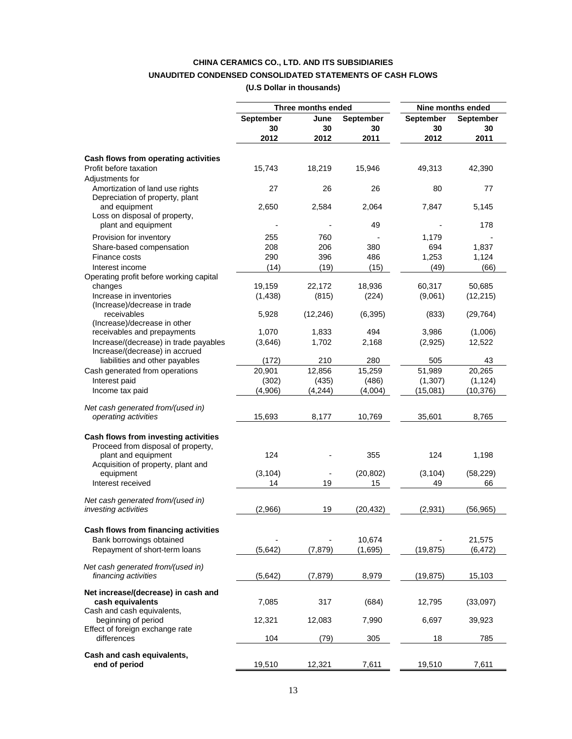**CHINA CERAMICS CO., LTD. AND ITS SUBSIDIARIES**

**UNAUDITED CONDENSED CONSOLIDATED STATEMENTS OF CASH FLOWS**

**(U.S Dollar in thousands)**

| | Three months ended | | | Nine months ended | |
|---|---|---|---|---|---|
| | **September 30 2012** | **June 30 2012** | **September 30 2011** | **September 30 2012** | **September 30 2011** |
| **Cash flows from operating activities** | | | | | |
| Profit before taxation | 15,743 | 18,219 | 15,946 | 49,313 | 42,390 |
| Adjustments for | | | | | |
| Amortization of land use rights | 27 | 26 | 26 | 80 | 77 |
| Depreciation of property, plant and equipment | 2,650 | 2,584 | 2,064 | 7,847 | 5,145 |
| Loss on disposal of property, plant and equipment | - | - | 49 | - | 178 |
| Provision for inventory | 255 | 760 | - | 1,179 | - |
| Share-based compensation | 208 | 206 | 380 | 694 | 1,837 |
| Finance costs | 290 | 396 | 486 | 1,253 | 1,124 |
| Interest income | (14) | (19) | (15) | (49) | (66) |
| Operating profit before working capital changes | 19,159 | 22,172 | 18,936 | 60,317 | 50,685 |
| Increase in inventories | (1,438) | (815) | (224) | (9,061) | (12,215) |
| (Increase)/decrease in trade receivables | 5,928 | (12,246) | (6,395) | (833) | (29,764) |
| (Increase)/decrease in other receivables and prepayments | 1,070 | 1,833 | 494 | 3,986 | (1,006) |
| Increase/(decrease) in trade payables | (3,646) | 1,702 | 2,168 | (2,925) | 12,522 |
| Increase/(decrease) in accrued liabilities and other payables | (172) | 210 | 280 | 505 | 43 |
| Cash generated from operations | 20,901 | 12,856 | 15,259 | 51,989 | 20,265 |
| Interest paid | (302) | (435) | (486) | (1,307) | (1,124) |
| Income tax paid | (4,906) | (4,244) | (4,004) | (15,081) | (10,376) |
| *Net cash generated from/(used in) operating activities* | 15,693 | 8,177 | 10,769 | 35,601 | 8,765 |
| **Cash flows from investing activities** | | | | | |
| Proceed from disposal of property, plant and equipment | 124 | - | 355 | 124 | 1,198 |
| Acquisition of property, plant and equipment | (3,104) | - | (20,802) | (3,104) | (58,229) |
| Interest received | 14 | 19 | 15 | 49 | 66 |
| *Net cash generated from/(used in) investing activities* | (2,966) | 19 | (20,432) | (2,931) | (56,965) |
| **Cash flows from financing activities** | | | | | |
| Bank borrowings obtained | - | - | 10,674 | - | 21,575 |
| Repayment of short-term loans | (5,642) | (7,879) | (1,695) | (19,875) | (6,472) |
| *Net cash generated from/(used in) financing activities* | (5,642) | (7,879) | 8,979 | (19,875) | 15,103 |
| **Net increase/(decrease) in cash and cash equivalents** | 7,085 | 317 | (684) | 12,795 | (33,097) |
| Cash and cash equivalents, beginning of period | 12,321 | 12,083 | 7,990 | 6,697 | 39,923 |
| Effect of foreign exchange rate differences | 104 | (79) | 305 | 18 | 785 |
| **Cash and cash equivalents, end of period** | 19,510 | 12,321 | 7,611 | 19,510 | 7,611 |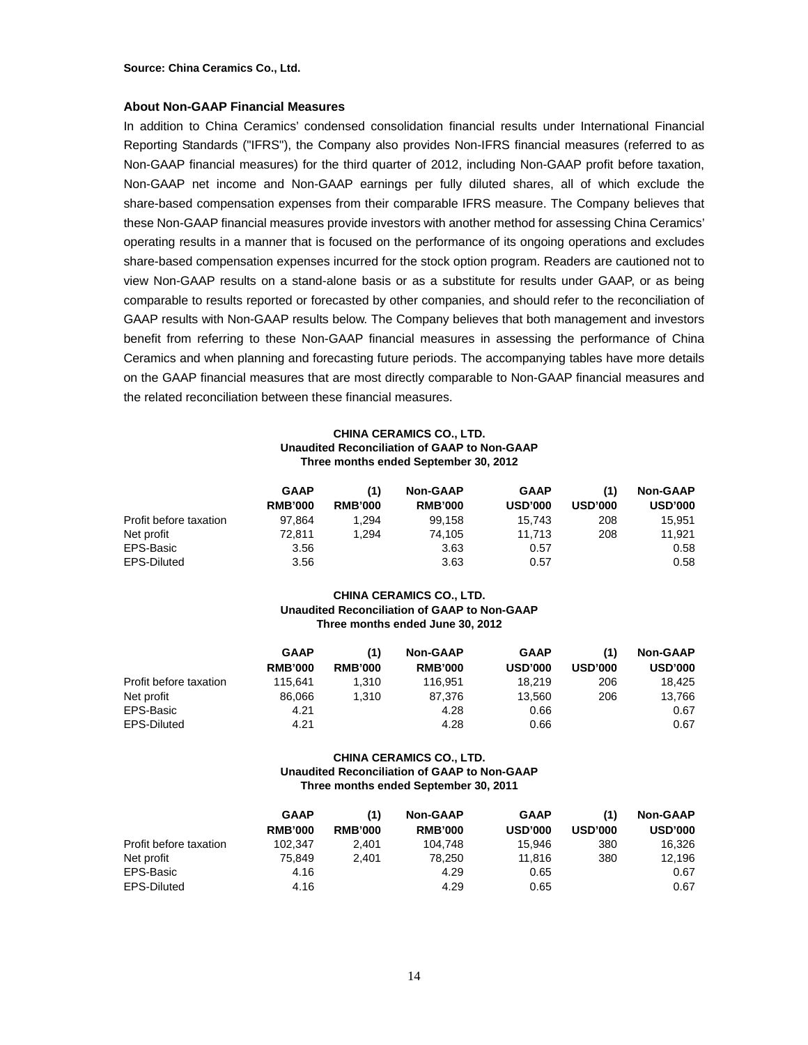**Source: China Ceramics Co., Ltd.**

### About Non-GAAP Financial Measures

In addition to China Ceramics' condensed consolidation financial results under International Financial Reporting Standards ("IFRS"), the Company also provides Non-IFRS financial measures (referred to as Non-GAAP financial measures) for the third quarter of 2012, including Non-GAAP profit before taxation, Non-GAAP net income and Non-GAAP earnings per fully diluted shares, all of which exclude the share-based compensation expenses from their comparable IFRS measure. The Company believes that these Non-GAAP financial measures provide investors with another method for assessing China Ceramics' operating results in a manner that is focused on the performance of its ongoing operations and excludes share-based compensation expenses incurred for the stock option program. Readers are cautioned not to view Non-GAAP results on a stand-alone basis or as a substitute for results under GAAP, or as being comparable to results reported or forecasted by other companies, and should refer to the reconciliation of GAAP results with Non-GAAP results below. The Company believes that both management and investors benefit from referring to these Non-GAAP financial measures in assessing the performance of China Ceramics and when planning and forecasting future periods. The accompanying tables have more details on the GAAP financial measures that are most directly comparable to Non-GAAP financial measures and the related reconciliation between these financial measures.

**CHINA CERAMICS CO., LTD.**
**Unaudited Reconciliation of GAAP to Non-GAAP**
**Three months ended September 30, 2012**

| | GAAP RMB'000 | (1) RMB'000 | Non-GAAP RMB'000 | GAAP USD'000 | (1) USD'000 | Non-GAAP USD'000 |
|---|---|---|---|---|---|---|
| Profit before taxation | 97,864 | 1,294 | 99,158 | 15,743 | 208 | 15,951 |
| Net profit | 72,811 | 1,294 | 74,105 | 11,713 | 208 | 11,921 |
| EPS-Basic | 3.56 | | 3.63 | 0.57 | | 0.58 |
| EPS-Diluted | 3.56 | | 3.63 | 0.57 | | 0.58 |

**CHINA CERAMICS CO., LTD.**
**Unaudited Reconciliation of GAAP to Non-GAAP**
**Three months ended June 30, 2012**

| | GAAP RMB'000 | (1) RMB'000 | Non-GAAP RMB'000 | GAAP USD'000 | (1) USD'000 | Non-GAAP USD'000 |
|---|---|---|---|---|---|---|
| Profit before taxation | 115,641 | 1,310 | 116,951 | 18,219 | 206 | 18,425 |
| Net profit | 86,066 | 1,310 | 87,376 | 13,560 | 206 | 13,766 |
| EPS-Basic | 4.21 | | 4.28 | 0.66 | | 0.67 |
| EPS-Diluted | 4.21 | | 4.28 | 0.66 | | 0.67 |

**CHINA CERAMICS CO., LTD.**
**Unaudited Reconciliation of GAAP to Non-GAAP**
**Three months ended September 30, 2011**

| | GAAP RMB'000 | (1) RMB'000 | Non-GAAP RMB'000 | GAAP USD'000 | (1) USD'000 | Non-GAAP USD'000 |
|---|---|---|---|---|---|---|
| Profit before taxation | 102,347 | 2,401 | 104,748 | 15,946 | 380 | 16,326 |
| Net profit | 75,849 | 2,401 | 78,250 | 11,816 | 380 | 12,196 |
| EPS-Basic | 4.16 | | 4.29 | 0.65 | | 0.67 |
| EPS-Diluted | 4.16 | | 4.29 | 0.65 | | 0.67 |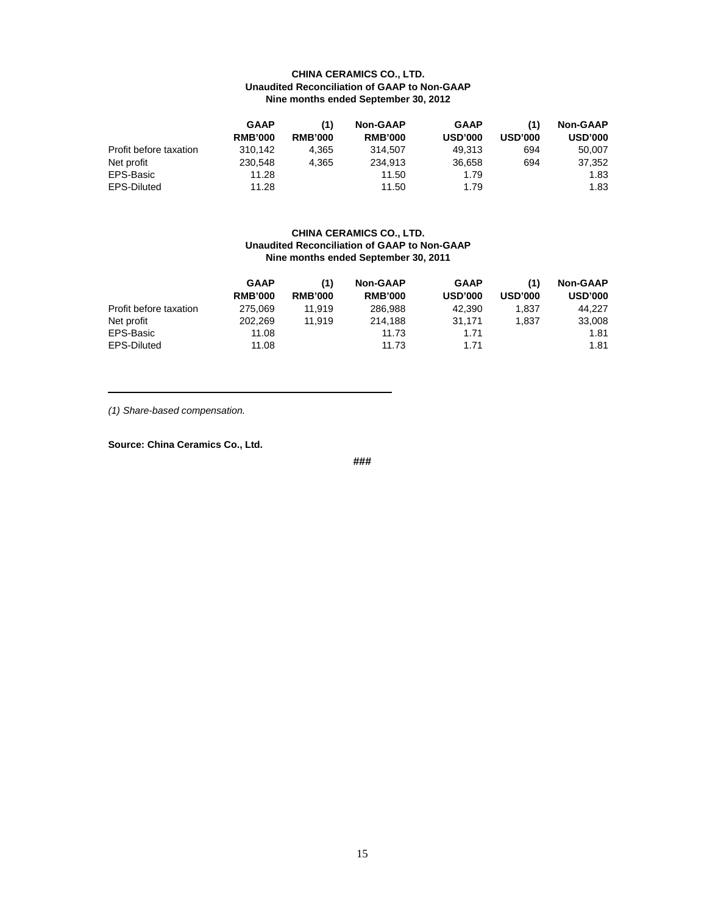**CHINA CERAMICS CO., LTD.**
**Unaudited Reconciliation of GAAP to Non-GAAP**
**Nine months ended September 30, 2012**

| | GAAP RMB'000 | (1) RMB'000 | Non-GAAP RMB'000 | GAAP USD'000 | (1) USD'000 | Non-GAAP USD'000 |
|---|---|---|---|---|---|---|
| Profit before taxation | 310,142 | 4,365 | 314,507 | 49,313 | 694 | 50,007 |
| Net profit | 230,548 | 4,365 | 234,913 | 36,658 | 694 | 37,352 |
| EPS-Basic | 11.28 | | 11.50 | 1.79 | | 1.83 |
| EPS-Diluted | 11.28 | | 11.50 | 1.79 | | 1.83 |

**CHINA CERAMICS CO., LTD.**
**Unaudited Reconciliation of GAAP to Non-GAAP**
**Nine months ended September 30, 2011**

| | GAAP RMB'000 | (1) RMB'000 | Non-GAAP RMB'000 | GAAP USD'000 | (1) USD'000 | Non-GAAP USD'000 |
|---|---|---|---|---|---|---|
| Profit before taxation | 275,069 | 11,919 | 286,988 | 42,390 | 1,837 | 44,227 |
| Net profit | 202,269 | 11,919 | 214,188 | 31,171 | 1,837 | 33,008 |
| EPS-Basic | 11.08 | | 11.73 | 1.71 | | 1.81 |
| EPS-Diluted | 11.08 | | 11.73 | 1.71 | | 1.81 |

*(1) Share-based compensation.*

**Source: China Ceramics Co., Ltd.**

###